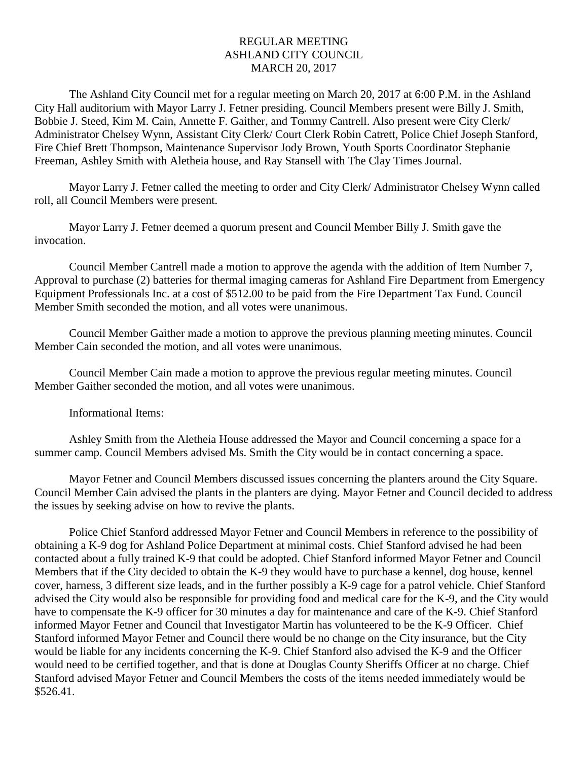# REGULAR MEETING
# ASHLAND CITY COUNCIL
# MARCH 20, 2017

The Ashland City Council met for a regular meeting on March 20, 2017 at 6:00 P.M. in the Ashland City Hall auditorium with Mayor Larry J. Fetner presiding. Council Members present were Billy J. Smith, Bobbie J. Steed, Kim M. Cain, Annette F. Gaither, and Tommy Cantrell. Also present were City Clerk/ Administrator Chelsey Wynn, Assistant City Clerk/ Court Clerk Robin Catrett, Police Chief Joseph Stanford, Fire Chief Brett Thompson, Maintenance Supervisor Jody Brown, Youth Sports Coordinator Stephanie Freeman, Ashley Smith with Aletheia house, and Ray Stansell with The Clay Times Journal.

Mayor Larry J. Fetner called the meeting to order and City Clerk/ Administrator Chelsey Wynn called roll, all Council Members were present.

Mayor Larry J. Fetner deemed a quorum present and Council Member Billy J. Smith gave the invocation.

Council Member Cantrell made a motion to approve the agenda with the addition of Item Number 7, Approval to purchase (2) batteries for thermal imaging cameras for Ashland Fire Department from Emergency Equipment Professionals Inc. at a cost of $512.00 to be paid from the Fire Department Tax Fund. Council Member Smith seconded the motion, and all votes were unanimous.

Council Member Gaither made a motion to approve the previous planning meeting minutes. Council Member Cain seconded the motion, and all votes were unanimous.

Council Member Cain made a motion to approve the previous regular meeting minutes. Council Member Gaither seconded the motion, and all votes were unanimous.

Informational Items:

Ashley Smith from the Aletheia House addressed the Mayor and Council concerning a space for a summer camp. Council Members advised Ms. Smith the City would be in contact concerning a space.

Mayor Fetner and Council Members discussed issues concerning the planters around the City Square. Council Member Cain advised the plants in the planters are dying. Mayor Fetner and Council decided to address the issues by seeking advise on how to revive the plants.

Police Chief Stanford addressed Mayor Fetner and Council Members in reference to the possibility of obtaining a K-9 dog for Ashland Police Department at minimal costs. Chief Stanford advised he had been contacted about a fully trained K-9 that could be adopted. Chief Stanford informed Mayor Fetner and Council Members that if the City decided to obtain the K-9 they would have to purchase a kennel, dog house, kennel cover, harness, 3 different size leads, and in the further possibly a K-9 cage for a patrol vehicle. Chief Stanford advised the City would also be responsible for providing food and medical care for the K-9, and the City would have to compensate the K-9 officer for 30 minutes a day for maintenance and care of the K-9. Chief Stanford informed Mayor Fetner and Council that Investigator Martin has volunteered to be the K-9 Officer. Chief Stanford informed Mayor Fetner and Council there would be no change on the City insurance, but the City would be liable for any incidents concerning the K-9. Chief Stanford also advised the K-9 and the Officer would need to be certified together, and that is done at Douglas County Sheriffs Officer at no charge. Chief Stanford advised Mayor Fetner and Council Members the costs of the items needed immediately would be $526.41.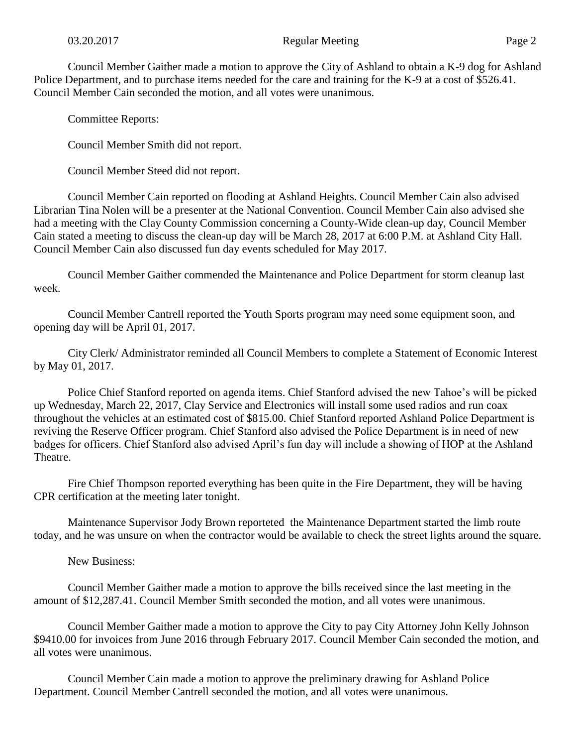Council Member Gaither made a motion to approve the City of Ashland to obtain a K-9 dog for Ashland Police Department, and to purchase items needed for the care and training for the K-9 at a cost of $526.41. Council Member Cain seconded the motion, and all votes were unanimous.

Committee Reports:

Council Member Smith did not report.

Council Member Steed did not report.

Council Member Cain reported on flooding at Ashland Heights. Council Member Cain also advised Librarian Tina Nolen will be a presenter at the National Convention. Council Member Cain also advised she had a meeting with the Clay County Commission concerning a County-Wide clean-up day, Council Member Cain stated a meeting to discuss the clean-up day will be March 28, 2017 at 6:00 P.M. at Ashland City Hall. Council Member Cain also discussed fun day events scheduled for May 2017.

Council Member Gaither commended the Maintenance and Police Department for storm cleanup last week.

Council Member Cantrell reported the Youth Sports program may need some equipment soon, and opening day will be April 01, 2017.

City Clerk/ Administrator reminded all Council Members to complete a Statement of Economic Interest by May 01, 2017.

Police Chief Stanford reported on agenda items. Chief Stanford advised the new Tahoe's will be picked up Wednesday, March 22, 2017, Clay Service and Electronics will install some used radios and run coax throughout the vehicles at an estimated cost of $815.00. Chief Stanford reported Ashland Police Department is reviving the Reserve Officer program. Chief Stanford also advised the Police Department is in need of new badges for officers. Chief Stanford also advised April's fun day will include a showing of HOP at the Ashland Theatre.

Fire Chief Thompson reported everything has been quite in the Fire Department, they will be having CPR certification at the meeting later tonight.

Maintenance Supervisor Jody Brown reporteted the Maintenance Department started the limb route today, and he was unsure on when the contractor would be available to check the street lights around the square.

New Business:

Council Member Gaither made a motion to approve the bills received since the last meeting in the amount of $12,287.41. Council Member Smith seconded the motion, and all votes were unanimous.

Council Member Gaither made a motion to approve the City to pay City Attorney John Kelly Johnson $9410.00 for invoices from June 2016 through February 2017. Council Member Cain seconded the motion, and all votes were unanimous.

Council Member Cain made a motion to approve the preliminary drawing for Ashland Police Department. Council Member Cantrell seconded the motion, and all votes were unanimous.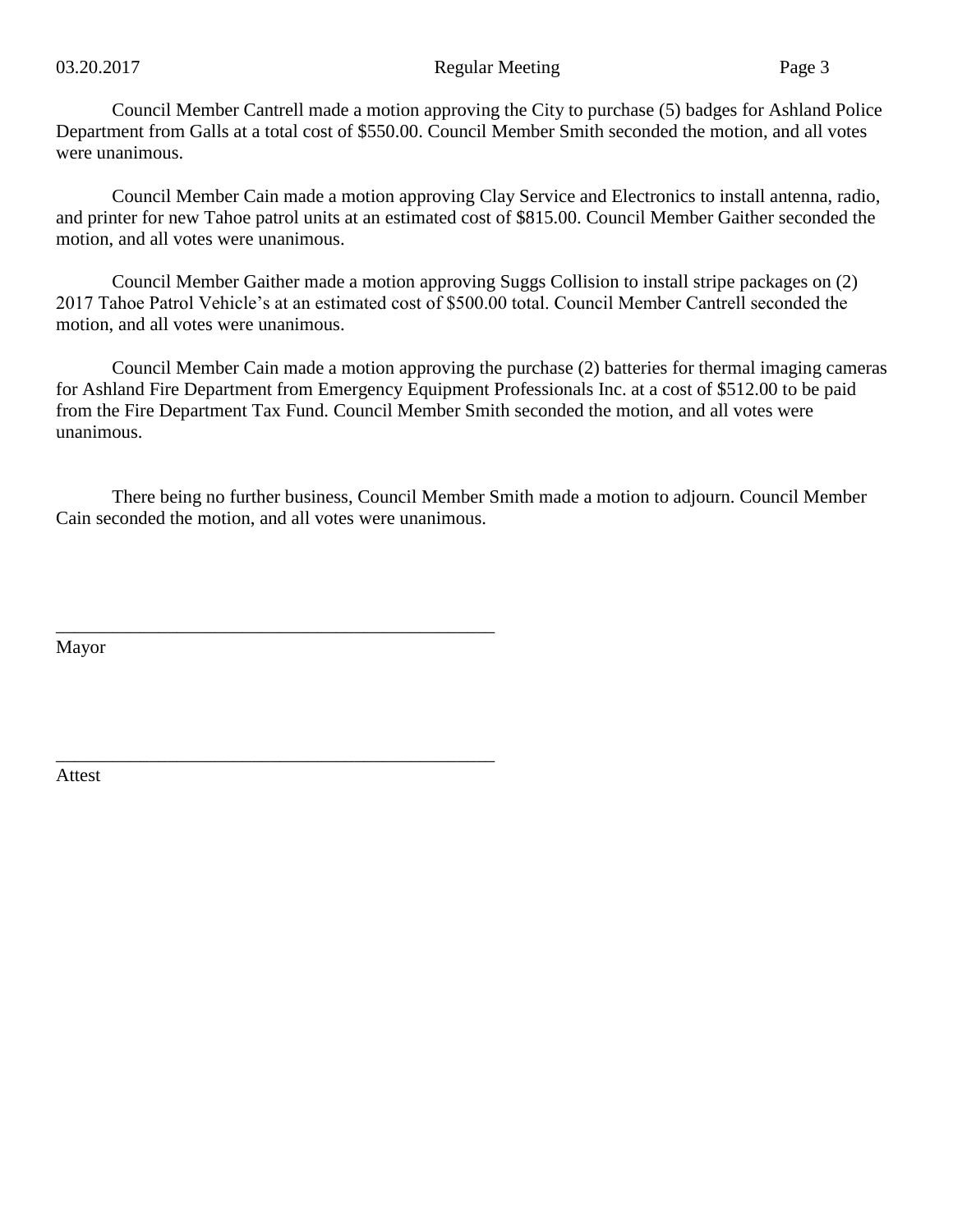Council Member Cantrell made a motion approving the City to purchase (5) badges for Ashland Police Department from Galls at a total cost of $550.00. Council Member Smith seconded the motion, and all votes were unanimous.

Council Member Cain made a motion approving Clay Service and Electronics to install antenna, radio, and printer for new Tahoe patrol units at an estimated cost of $815.00. Council Member Gaither seconded the motion, and all votes were unanimous.

Council Member Gaither made a motion approving Suggs Collision to install stripe packages on (2) 2017 Tahoe Patrol Vehicle's at an estimated cost of $500.00 total. Council Member Cantrell seconded the motion, and all votes were unanimous.

Council Member Cain made a motion approving the purchase (2) batteries for thermal imaging cameras for Ashland Fire Department from Emergency Equipment Professionals Inc. at a cost of $512.00 to be paid from the Fire Department Tax Fund. Council Member Smith seconded the motion, and all votes were unanimous.

There being no further business, Council Member Smith made a motion to adjourn. Council Member Cain seconded the motion, and all votes were unanimous.

\_\_\_\_\_\_\_\_\_\_\_\_\_\_\_\_\_\_\_\_\_\_\_\_\_\_\_\_\_\_\_\_\_\_\_\_\_\_\_\_\_\_\_\_\_\_

Mayor

\_\_\_\_\_\_\_\_\_\_\_\_\_\_\_\_\_\_\_\_\_\_\_\_\_\_\_\_\_\_\_\_\_\_\_\_\_\_\_\_\_\_\_\_\_\_

Attest